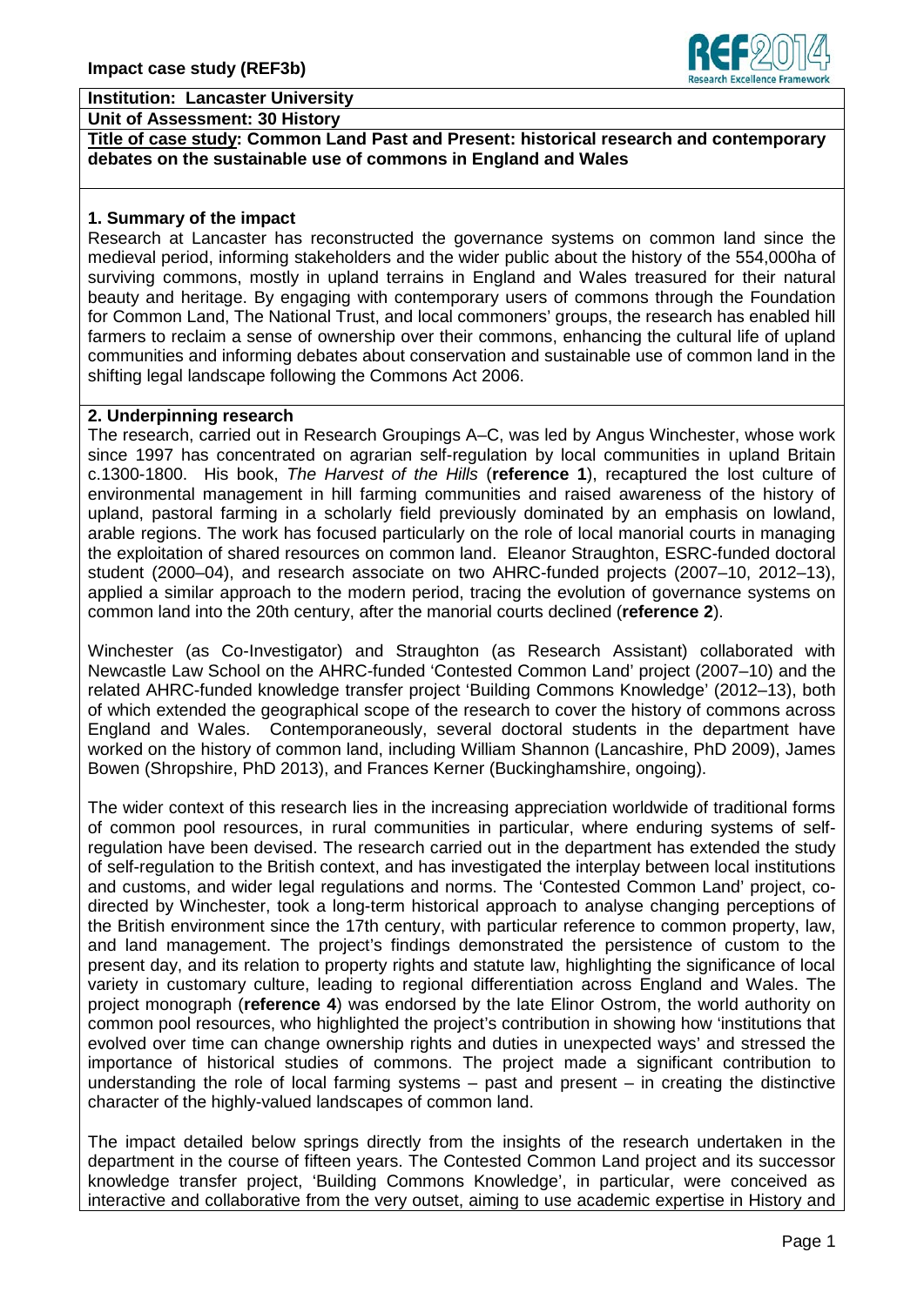**Impact case study (REF3b)**

**Institution: Lancaster University**

**Unit of Assessment: 30 History**

**Title of case study: Common Land Past and Present: historical research and contemporary debates on the sustainable use of commons in England and Wales**

## 1. Summary of the impact

Research at Lancaster has reconstructed the governance systems on common land since the medieval period, informing stakeholders and the wider public about the history of the 554,000ha of surviving commons, mostly in upland terrains in England and Wales treasured for their natural beauty and heritage. By engaging with contemporary users of commons through the Foundation for Common Land, The National Trust, and local commoners' groups, the research has enabled hill farmers to reclaim a sense of ownership over their commons, enhancing the cultural life of upland communities and informing debates about conservation and sustainable use of common land in the shifting legal landscape following the Commons Act 2006.

## 2. Underpinning research

The research, carried out in Research Groupings A–C, was led by Angus Winchester, whose work since 1997 has concentrated on agrarian self-regulation by local communities in upland Britain c.1300-1800. His book, *The Harvest of the Hills* (**reference 1**), recaptured the lost culture of environmental management in hill farming communities and raised awareness of the history of upland, pastoral farming in a scholarly field previously dominated by an emphasis on lowland, arable regions. The work has focused particularly on the role of local manorial courts in managing the exploitation of shared resources on common land. Eleanor Straughton, ESRC-funded doctoral student (2000–04), and research associate on two AHRC-funded projects (2007–10, 2012–13), applied a similar approach to the modern period, tracing the evolution of governance systems on common land into the 20th century, after the manorial courts declined (**reference 2**).

Winchester (as Co-Investigator) and Straughton (as Research Assistant) collaborated with Newcastle Law School on the AHRC-funded 'Contested Common Land' project (2007–10) and the related AHRC-funded knowledge transfer project 'Building Commons Knowledge' (2012–13), both of which extended the geographical scope of the research to cover the history of commons across England and Wales. Contemporaneously, several doctoral students in the department have worked on the history of common land, including William Shannon (Lancashire, PhD 2009), James Bowen (Shropshire, PhD 2013), and Frances Kerner (Buckinghamshire, ongoing).

The wider context of this research lies in the increasing appreciation worldwide of traditional forms of common pool resources, in rural communities in particular, where enduring systems of self-regulation have been devised. The research carried out in the department has extended the study of self-regulation to the British context, and has investigated the interplay between local institutions and customs, and wider legal regulations and norms. The 'Contested Common Land' project, co-directed by Winchester, took a long-term historical approach to analyse changing perceptions of the British environment since the 17th century, with particular reference to common property, law, and land management. The project's findings demonstrated the persistence of custom to the present day, and its relation to property rights and statute law, highlighting the significance of local variety in customary culture, leading to regional differentiation across England and Wales. The project monograph (**reference 4**) was endorsed by the late Elinor Ostrom, the world authority on common pool resources, who highlighted the project's contribution in showing how 'institutions that evolved over time can change ownership rights and duties in unexpected ways' and stressed the importance of historical studies of commons. The project made a significant contribution to understanding the role of local farming systems – past and present – in creating the distinctive character of the highly-valued landscapes of common land.

The impact detailed below springs directly from the insights of the research undertaken in the department in the course of fifteen years. The Contested Common Land project and its successor knowledge transfer project, 'Building Commons Knowledge', in particular, were conceived as interactive and collaborative from the very outset, aiming to use academic expertise in History and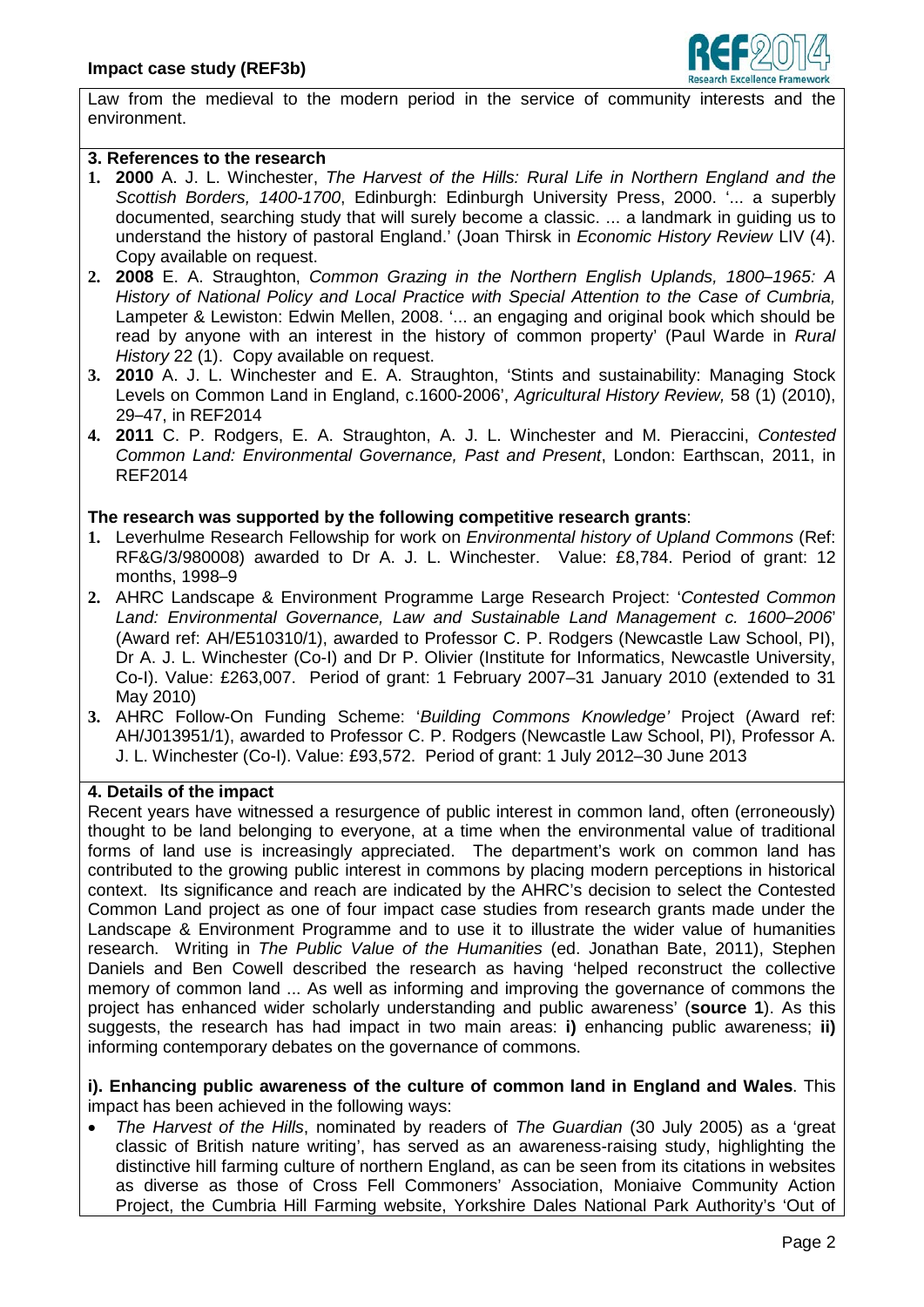Law from the medieval to the modern period in the service of community interests and the environment.

## 3. References to the research

1. **2000** A. J. L. Winchester, *The Harvest of the Hills: Rural Life in Northern England and the Scottish Borders, 1400-1700*, Edinburgh: Edinburgh University Press, 2000. '... a superbly documented, searching study that will surely become a classic. ... a landmark in guiding us to understand the history of pastoral England.' (Joan Thirsk in *Economic History Review* LIV (4). Copy available on request.
2. **2008** E. A. Straughton, *Common Grazing in the Northern English Uplands, 1800–1965: A History of National Policy and Local Practice with Special Attention to the Case of Cumbria,* Lampeter & Lewiston: Edwin Mellen, 2008. '... an engaging and original book which should be read by anyone with an interest in the history of common property' (Paul Warde in *Rural History* 22 (1). Copy available on request.
3. **2010** A. J. L. Winchester and E. A. Straughton, 'Stints and sustainability: Managing Stock Levels on Common Land in England, c.1600-2006', *Agricultural History Review,* 58 (1) (2010), 29–47, in REF2014
4. **2011** C. P. Rodgers, E. A. Straughton, A. J. L. Winchester and M. Pieraccini, *Contested Common Land: Environmental Governance, Past and Present*, London: Earthscan, 2011, in REF2014

**The research was supported by the following competitive research grants**:

1. Leverhulme Research Fellowship for work on *Environmental history of Upland Commons* (Ref: RF&G/3/980008) awarded to Dr A. J. L. Winchester. Value: £8,784. Period of grant: 12 months, 1998–9
2. AHRC Landscape & Environment Programme Large Research Project: '*Contested Common Land: Environmental Governance, Law and Sustainable Land Management c. 1600–2006*' (Award ref: AH/E510310/1), awarded to Professor C. P. Rodgers (Newcastle Law School, PI), Dr A. J. L. Winchester (Co-I) and Dr P. Olivier (Institute for Informatics, Newcastle University, Co-I). Value: £263,007. Period of grant: 1 February 2007–31 January 2010 (extended to 31 May 2010)
3. AHRC Follow-On Funding Scheme: '*Building Commons Knowledge'* Project (Award ref: AH/J013951/1), awarded to Professor C. P. Rodgers (Newcastle Law School, PI), Professor A. J. L. Winchester (Co-I). Value: £93,572. Period of grant: 1 July 2012–30 June 2013

## 4. Details of the impact

Recent years have witnessed a resurgence of public interest in common land, often (erroneously) thought to be land belonging to everyone, at a time when the environmental value of traditional forms of land use is increasingly appreciated. The department's work on common land has contributed to the growing public interest in commons by placing modern perceptions in historical context. Its significance and reach are indicated by the AHRC's decision to select the Contested Common Land project as one of four impact case studies from research grants made under the Landscape & Environment Programme and to use it to illustrate the wider value of humanities research. Writing in *The Public Value of the Humanities* (ed. Jonathan Bate, 2011), Stephen Daniels and Ben Cowell described the research as having 'helped reconstruct the collective memory of common land ... As well as informing and improving the governance of commons the project has enhanced wider scholarly understanding and public awareness' (**source 1**). As this suggests, the research has had impact in two main areas: **i)** enhancing public awareness; **ii)** informing contemporary debates on the governance of commons.

**i). Enhancing public awareness of the culture of common land in England and Wales**. This impact has been achieved in the following ways:

- *The Harvest of the Hills*, nominated by readers of *The Guardian* (30 July 2005) as a 'great classic of British nature writing', has served as an awareness-raising study, highlighting the distinctive hill farming culture of northern England, as can be seen from its citations in websites as diverse as those of Cross Fell Commoners' Association, Moniaive Community Action Project, the Cumbria Hill Farming website, Yorkshire Dales National Park Authority's 'Out of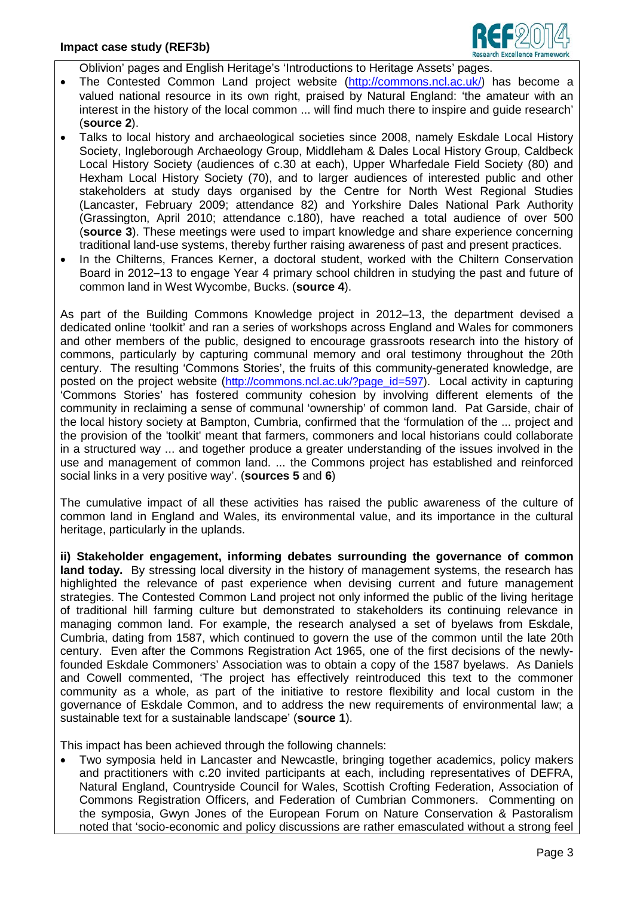Oblivion' pages and English Heritage's 'Introductions to Heritage Assets' pages.

- The Contested Common Land project website (http://commons.ncl.ac.uk/) has become a valued national resource in its own right, praised by Natural England: 'the amateur with an interest in the history of the local common ... will find much there to inspire and guide research' (**source 2**).
- Talks to local history and archaeological societies since 2008, namely Eskdale Local History Society, Ingleborough Archaeology Group, Middleham & Dales Local History Group, Caldbeck Local History Society (audiences of c.30 at each), Upper Wharfedale Field Society (80) and Hexham Local History Society (70), and to larger audiences of interested public and other stakeholders at study days organised by the Centre for North West Regional Studies (Lancaster, February 2009; attendance 82) and Yorkshire Dales National Park Authority (Grassington, April 2010; attendance c.180), have reached a total audience of over 500 (**source 3**). These meetings were used to impart knowledge and share experience concerning traditional land-use systems, thereby further raising awareness of past and present practices.
- In the Chilterns, Frances Kerner, a doctoral student, worked with the Chiltern Conservation Board in 2012–13 to engage Year 4 primary school children in studying the past and future of common land in West Wycombe, Bucks. (**source 4**).

As part of the Building Commons Knowledge project in 2012–13, the department devised a dedicated online 'toolkit' and ran a series of workshops across England and Wales for commoners and other members of the public, designed to encourage grassroots research into the history of commons, particularly by capturing communal memory and oral testimony throughout the 20th century. The resulting 'Commons Stories', the fruits of this community-generated knowledge, are posted on the project website (http://commons.ncl.ac.uk/?page_id=597). Local activity in capturing 'Commons Stories' has fostered community cohesion by involving different elements of the community in reclaiming a sense of communal 'ownership' of common land. Pat Garside, chair of the local history society at Bampton, Cumbria, confirmed that the 'formulation of the ... project and the provision of the 'toolkit' meant that farmers, commoners and local historians could collaborate in a structured way ... and together produce a greater understanding of the issues involved in the use and management of common land. ... the Commons project has established and reinforced social links in a very positive way'. (**sources 5** and **6**)

The cumulative impact of all these activities has raised the public awareness of the culture of common land in England and Wales, its environmental value, and its importance in the cultural heritage, particularly in the uplands.

**ii) Stakeholder engagement, informing debates surrounding the governance of common land today.** By stressing local diversity in the history of management systems, the research has highlighted the relevance of past experience when devising current and future management strategies. The Contested Common Land project not only informed the public of the living heritage of traditional hill farming culture but demonstrated to stakeholders its continuing relevance in managing common land. For example, the research analysed a set of byelaws from Eskdale, Cumbria, dating from 1587, which continued to govern the use of the common until the late 20th century. Even after the Commons Registration Act 1965, one of the first decisions of the newly-founded Eskdale Commoners' Association was to obtain a copy of the 1587 byelaws. As Daniels and Cowell commented, 'The project has effectively reintroduced this text to the commoner community as a whole, as part of the initiative to restore flexibility and local custom in the governance of Eskdale Common, and to address the new requirements of environmental law; a sustainable text for a sustainable landscape' (**source 1**).

This impact has been achieved through the following channels:

- Two symposia held in Lancaster and Newcastle, bringing together academics, policy makers and practitioners with c.20 invited participants at each, including representatives of DEFRA, Natural England, Countryside Council for Wales, Scottish Crofting Federation, Association of Commons Registration Officers, and Federation of Cumbrian Commoners. Commenting on the symposia, Gwyn Jones of the European Forum on Nature Conservation & Pastoralism noted that 'socio-economic and policy discussions are rather emasculated without a strong feel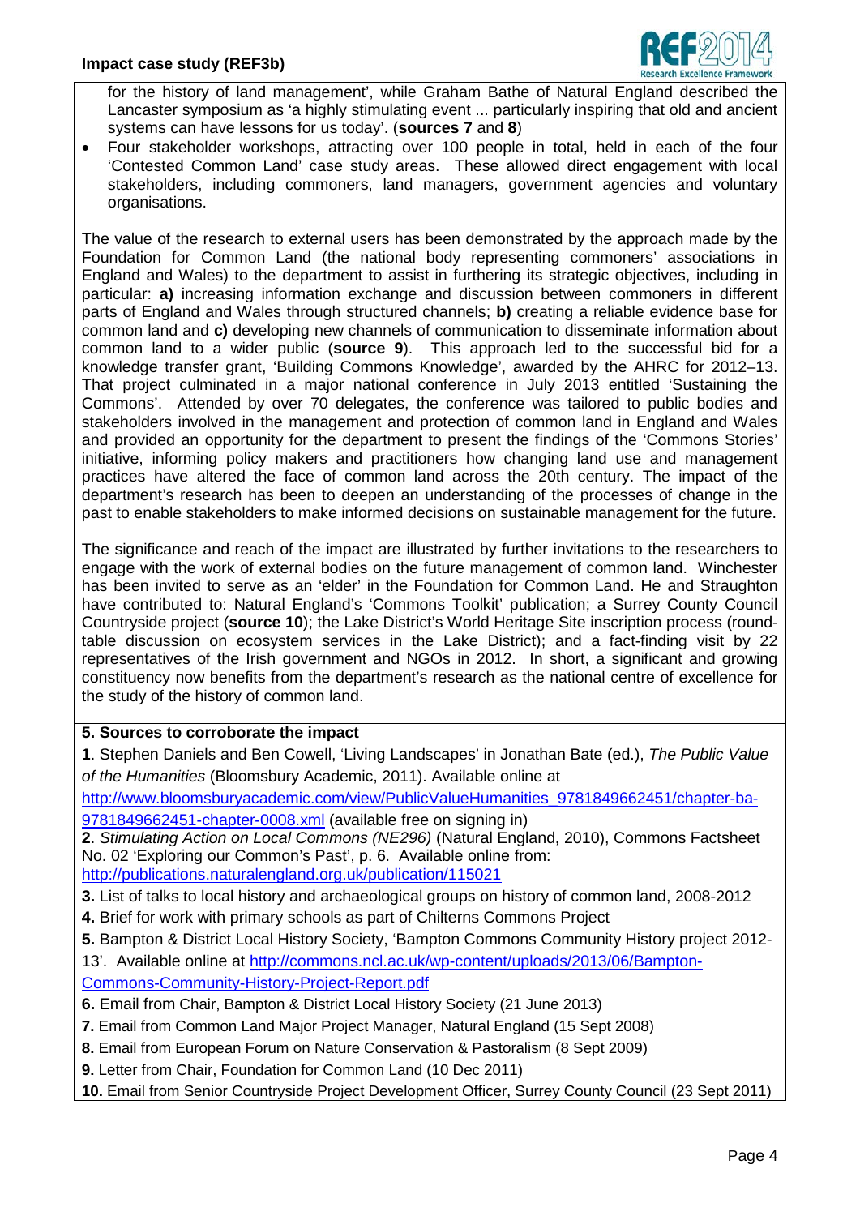for the history of land management', while Graham Bathe of Natural England described the Lancaster symposium as 'a highly stimulating event ... particularly inspiring that old and ancient systems can have lessons for us today'. (**sources 7** and **8**)

- Four stakeholder workshops, attracting over 100 people in total, held in each of the four 'Contested Common Land' case study areas. These allowed direct engagement with local stakeholders, including commoners, land managers, government agencies and voluntary organisations.

The value of the research to external users has been demonstrated by the approach made by the Foundation for Common Land (the national body representing commoners' associations in England and Wales) to the department to assist in furthering its strategic objectives, including in particular: **a)** increasing information exchange and discussion between commoners in different parts of England and Wales through structured channels; **b)** creating a reliable evidence base for common land and **c)** developing new channels of communication to disseminate information about common land to a wider public (**source 9**). This approach led to the successful bid for a knowledge transfer grant, 'Building Commons Knowledge', awarded by the AHRC for 2012–13. That project culminated in a major national conference in July 2013 entitled 'Sustaining the Commons'. Attended by over 70 delegates, the conference was tailored to public bodies and stakeholders involved in the management and protection of common land in England and Wales and provided an opportunity for the department to present the findings of the 'Commons Stories' initiative, informing policy makers and practitioners how changing land use and management practices have altered the face of common land across the 20th century. The impact of the department's research has been to deepen an understanding of the processes of change in the past to enable stakeholders to make informed decisions on sustainable management for the future.

The significance and reach of the impact are illustrated by further invitations to the researchers to engage with the work of external bodies on the future management of common land. Winchester has been invited to serve as an 'elder' in the Foundation for Common Land. He and Straughton have contributed to: Natural England's 'Commons Toolkit' publication; a Surrey County Council Countryside project (**source 10**); the Lake District's World Heritage Site inscription process (round-table discussion on ecosystem services in the Lake District); and a fact-finding visit by 22 representatives of the Irish government and NGOs in 2012. In short, a significant and growing constituency now benefits from the department's research as the national centre of excellence for the study of the history of common land.

## 5. Sources to corroborate the impact

**1**. Stephen Daniels and Ben Cowell, 'Living Landscapes' in Jonathan Bate (ed.), *The Public Value of the Humanities* (Bloomsbury Academic, 2011). Available online at http://www.bloomsburyacademic.com/view/PublicValueHumanities_9781849662451/chapter-ba-9781849662451-chapter-0008.xml (available free on signing in)

**2**. *Stimulating Action on Local Commons (NE296)* (Natural England, 2010), Commons Factsheet No. 02 'Exploring our Common's Past', p. 6. Available online from: http://publications.naturalengland.org.uk/publication/115021

**3.** List of talks to local history and archaeological groups on history of common land, 2008-2012

**4.** Brief for work with primary schools as part of Chilterns Commons Project

**5.** Bampton & District Local History Society, 'Bampton Commons Community History project 2012-13'. Available online at http://commons.ncl.ac.uk/wp-content/uploads/2013/06/Bampton-Commons-Community-History-Project-Report.pdf

**6.** Email from Chair, Bampton & District Local History Society (21 June 2013)

**7.** Email from Common Land Major Project Manager, Natural England (15 Sept 2008)

**8.** Email from European Forum on Nature Conservation & Pastoralism (8 Sept 2009)

**9.** Letter from Chair, Foundation for Common Land (10 Dec 2011)

**10.** Email from Senior Countryside Project Development Officer, Surrey County Council (23 Sept 2011)